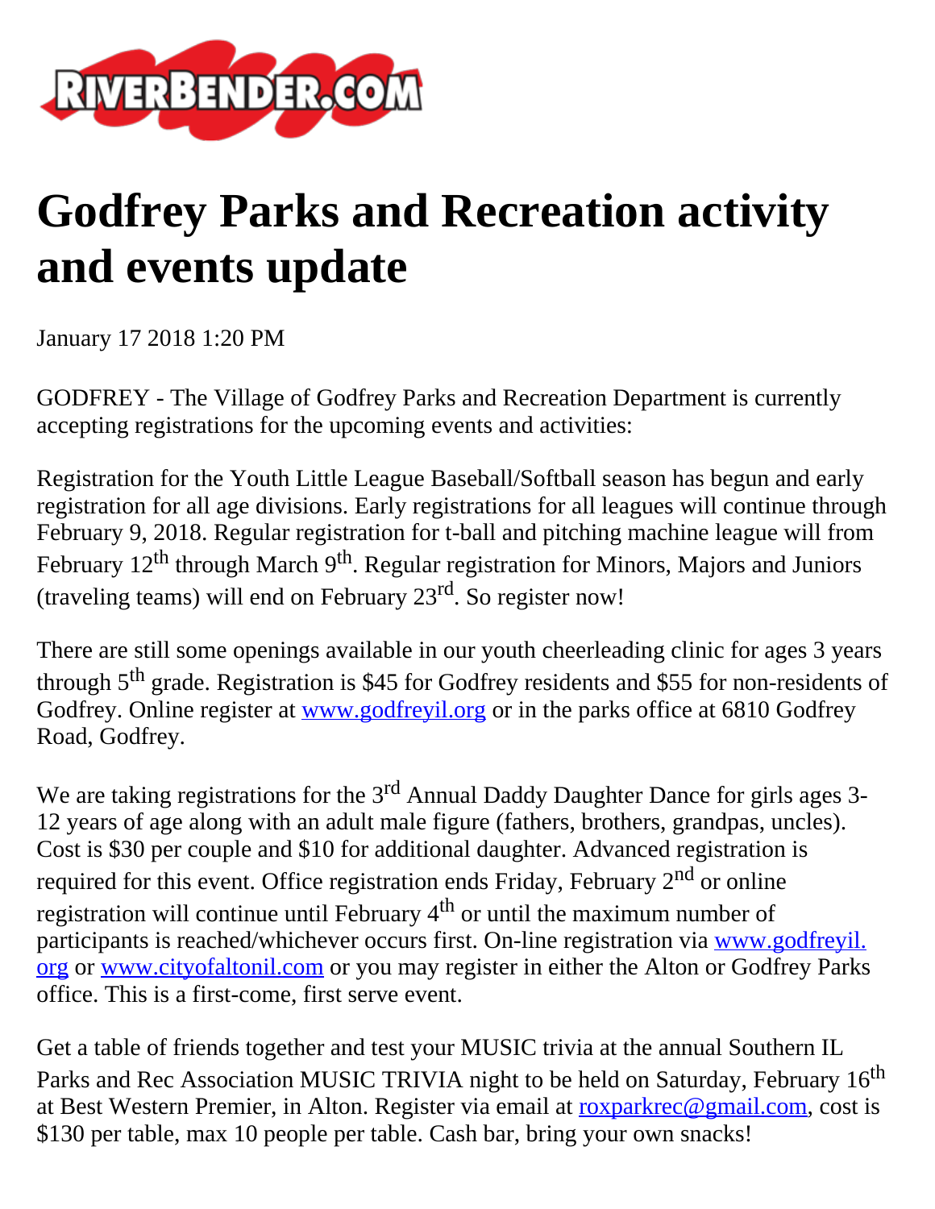RIVERBENDER.COM

# Godfrey Parks and Recreation activity and events update

January 17 2018 1:20 PM

GODFREY - The Village of Godfrey Parks and Recreation Department is currently accepting registrations for the upcoming events and activities:

Registration for the Youth Little League Baseball/Softball season has begun and early registration for all age divisions. Early registrations for all leagues will continue through February 9, 2018. Regular registration for t-ball and pitching machine league will from February 12th through March 9th. Regular registration for Minors, Majors and Juniors (traveling teams) will end on February 23rd. So register now!

There are still some openings available in our youth cheerleading clinic for ages 3 years through 5th grade. Registration is $45 for Godfrey residents and $55 for non-residents of Godfrey. Online register at www.godfreyil.org or in the parks office at 6810 Godfrey Road, Godfrey.

We are taking registrations for the 3rd Annual Daddy Daughter Dance for girls ages 3-12 years of age along with an adult male figure (fathers, brothers, grandpas, uncles). Cost is $30 per couple and $10 for additional daughter. Advanced registration is required for this event. Office registration ends Friday, February 2nd or online registration will continue until February 4th or until the maximum number of participants is reached/whichever occurs first. On-line registration via www.godfreyil.org or www.cityofaltonil.com or you may register in either the Alton or Godfrey Parks office. This is a first-come, first serve event.

Get a table of friends together and test your MUSIC trivia at the annual Southern IL Parks and Rec Association MUSIC TRIVIA night to be held on Saturday, February 16th at Best Western Premier, in Alton. Register via email at roxparkrec@gmail.com, cost is $130 per table, max 10 people per table. Cash bar, bring your own snacks!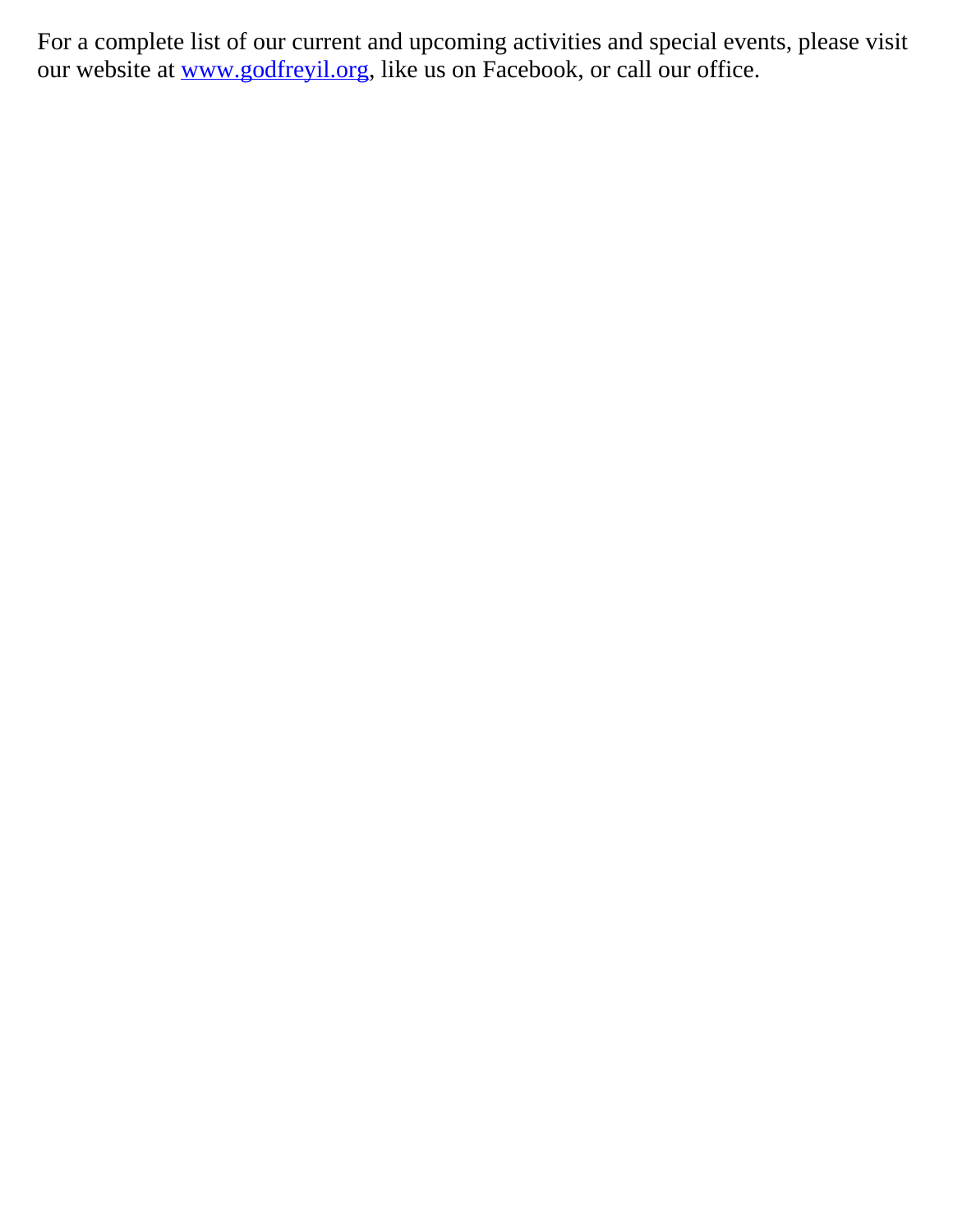For a complete list of our current and upcoming activities and special events, please visit our website at [www.godfreyil.org](http://www.godfreyil.org), like us on Facebook, or call our office.